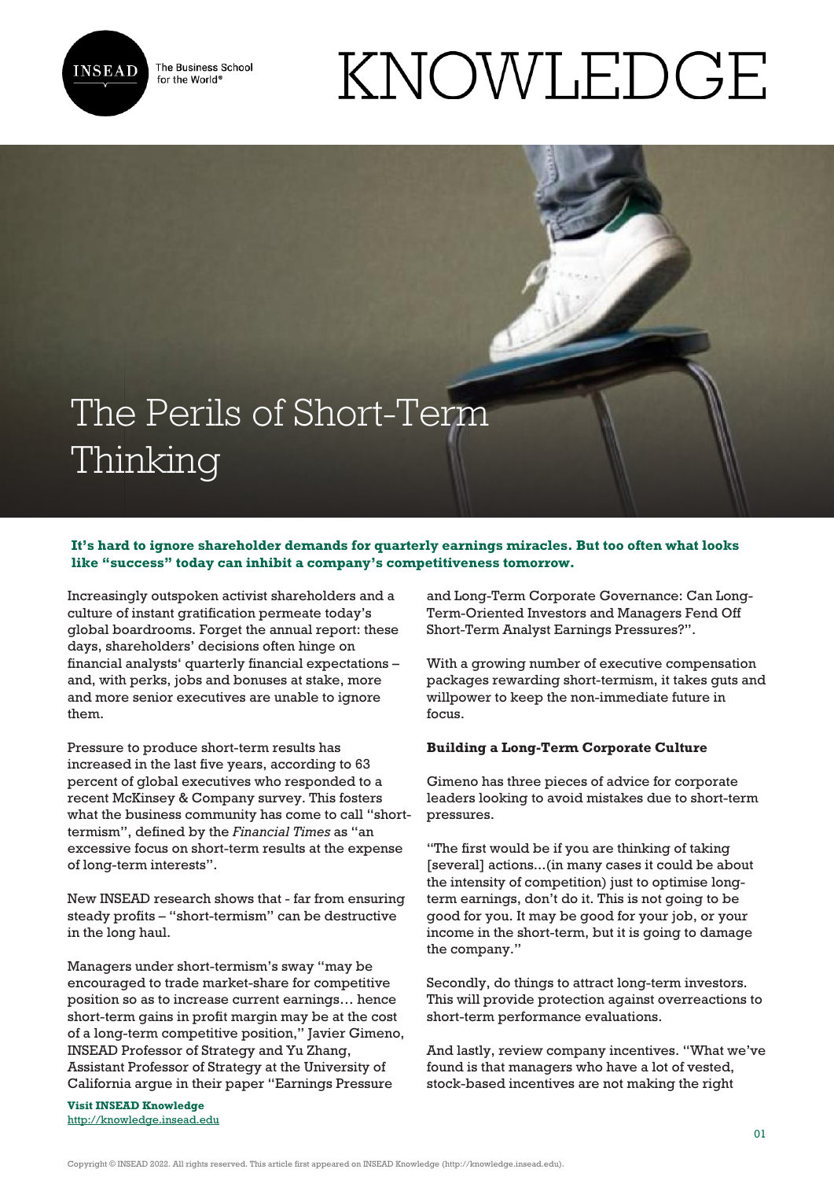# The Perils of Short-Term Thinking

**It's hard to ignore shareholder demands for quarterly earnings miracles. But too often what looks like "success" today can inhibit a company's competitiveness tomorrow.**

Increasingly outspoken activist shareholders and a culture of instant gratification permeate today's global boardrooms. Forget the annual report: these days, shareholders' decisions often hinge on financial analysts' quarterly financial expectations – and, with perks, jobs and bonuses at stake, more and more senior executives are unable to ignore them.

Pressure to produce short-term results has increased in the last five years, according to 63 percent of global executives who responded to a recent McKinsey & Company survey. This fosters what the business community has come to call "short-termism", defined by the *Financial Times* as "an excessive focus on short-term results at the expense of long-term interests".

New INSEAD research shows that - far from ensuring steady profits – "short-termism" can be destructive in the long haul.

Managers under short-termism's sway "may be encouraged to trade market-share for competitive position so as to increase current earnings… hence short-term gains in profit margin may be at the cost of a long-term competitive position," Javier Gimeno, INSEAD Professor of Strategy and Yu Zhang, Assistant Professor of Strategy at the University of California argue in their paper "Earnings Pressure and Long-Term Corporate Governance: Can Long-Term-Oriented Investors and Managers Fend Off Short-Term Analyst Earnings Pressures?".

With a growing number of executive compensation packages rewarding short-termism, it takes guts and willpower to keep the non-immediate future in focus.

**Building a Long-Term Corporate Culture**

Gimeno has three pieces of advice for corporate leaders looking to avoid mistakes due to short-term pressures.

"The first would be if you are thinking of taking [several] actions...(in many cases it could be about the intensity of competition) just to optimise long-term earnings, don't do it. This is not going to be good for you. It may be good for your job, or your income in the short-term, but it is going to damage the company."

Secondly, do things to attract long-term investors. This will provide protection against overreactions to short-term performance evaluations.

And lastly, review company incentives. "What we've found is that managers who have a lot of vested, stock-based incentives are not making the right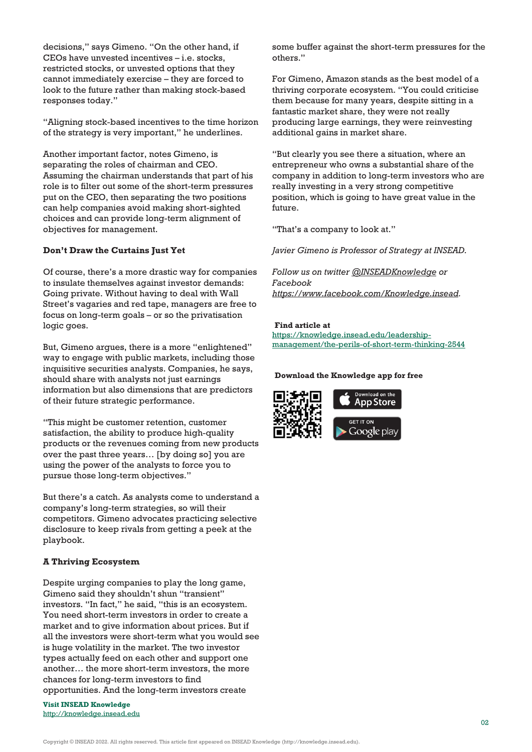decisions," says Gimeno. "On the other hand, if CEOs have unvested incentives – i.e. stocks, restricted stocks, or unvested options that they cannot immediately exercise – they are forced to look to the future rather than making stock-based responses today."

"Aligning stock-based incentives to the time horizon of the strategy is very important," he underlines.

Another important factor, notes Gimeno, is separating the roles of chairman and CEO. Assuming the chairman understands that part of his role is to filter out some of the short-term pressures put on the CEO, then separating the two positions can help companies avoid making short-sighted choices and can provide long-term alignment of objectives for management.

### Don't Draw the Curtains Just Yet

Of course, there's a more drastic way for companies to insulate themselves against investor demands: Going private. Without having to deal with Wall Street's vagaries and red tape, managers are free to focus on long-term goals – or so the privatisation logic goes.

But, Gimeno argues, there is a more "enlightened" way to engage with public markets, including those inquisitive securities analysts. Companies, he says, should share with analysts not just earnings information but also dimensions that are predictors of their future strategic performance.

"This might be customer retention, customer satisfaction, the ability to produce high-quality products or the revenues coming from new products over the past three years… [by doing so] you are using the power of the analysts to force you to pursue those long-term objectives."

But there's a catch. As analysts come to understand a company's long-term strategies, so will their competitors. Gimeno advocates practicing selective disclosure to keep rivals from getting a peek at the playbook.

### A Thriving Ecosystem

Despite urging companies to play the long game, Gimeno said they shouldn't shun "transient" investors. "In fact," he said, "this is an ecosystem. You need short-term investors in order to create a market and to give information about prices. But if all the investors were short-term what you would see is huge volatility in the market. The two investor types actually feed on each other and support one another… the more short-term investors, the more chances for long-term investors to find opportunities. And the long-term investors create some buffer against the short-term pressures for the others."

For Gimeno, Amazon stands as the best model of a thriving corporate ecosystem. "You could criticise them because for many years, despite sitting in a fantastic market share, they were not really producing large earnings, they were reinvesting additional gains in market share.

"But clearly you see there a situation, where an entrepreneur who owns a substantial share of the company in addition to long-term investors who are really investing in a very strong competitive position, which is going to have great value in the future.

"That's a company to look at."

*Javier Gimeno is Professor of Strategy at INSEAD.*

*Follow us on twitter @INSEADKnowledge or Facebook https://www.facebook.com/Knowledge.insead.*

**Find article at**
https://knowledge.insead.edu/leadership-management/the-perils-of-short-term-thinking-2544

**Download the Knowledge app for free**

**Visit INSEAD Knowledge**
http://knowledge.insead.edu

Copyright © INSEAD 2022. All rights reserved. This article first appeared on INSEAD Knowledge (http://knowledge.insead.edu).